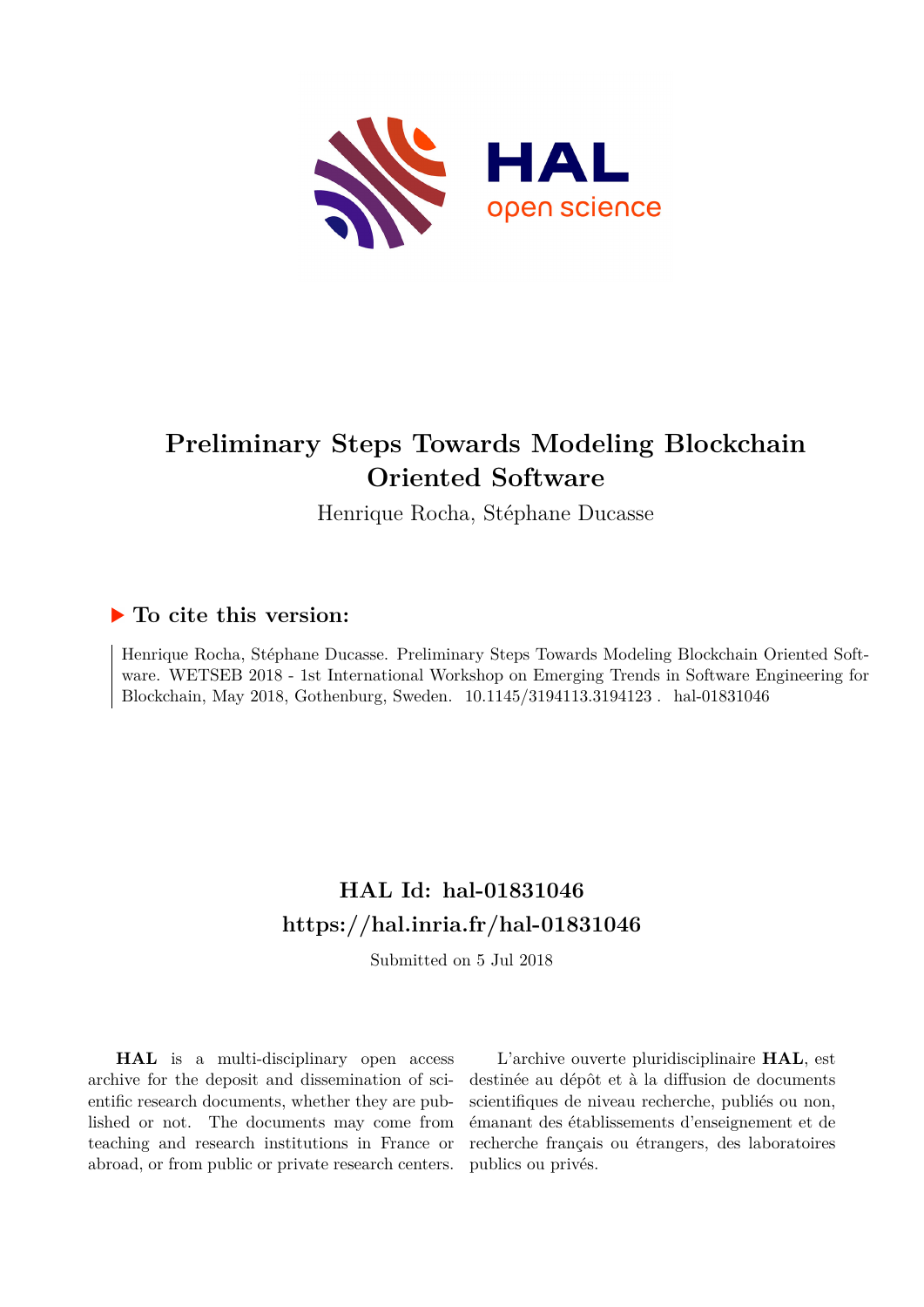# Preliminary Steps Towards Modeling Blockchain Oriented Software

Henrique Rocha, Stéphane Ducasse

## ▶ To cite this version:

Henrique Rocha, Stéphane Ducasse. Preliminary Steps Towards Modeling Blockchain Oriented Software. WETSEB 2018 - 1st International Workshop on Emerging Trends in Software Engineering for Blockchain, May 2018, Gothenburg, Sweden. 10.1145/3194113.3194123 . hal-01831046

## HAL Id: hal-01831046
## https://hal.inria.fr/hal-01831046

Submitted on 5 Jul 2018

**HAL** is a multi-disciplinary open access archive for the deposit and dissemination of scientific research documents, whether they are published or not. The documents may come from teaching and research institutions in France or abroad, or from public or private research centers.

L'archive ouverte pluridisciplinaire **HAL**, est destinée au dépôt et à la diffusion de documents scientifiques de niveau recherche, publiés ou non, émanant des établissements d'enseignement et de recherche français ou étrangers, des laboratoires publics ou privés.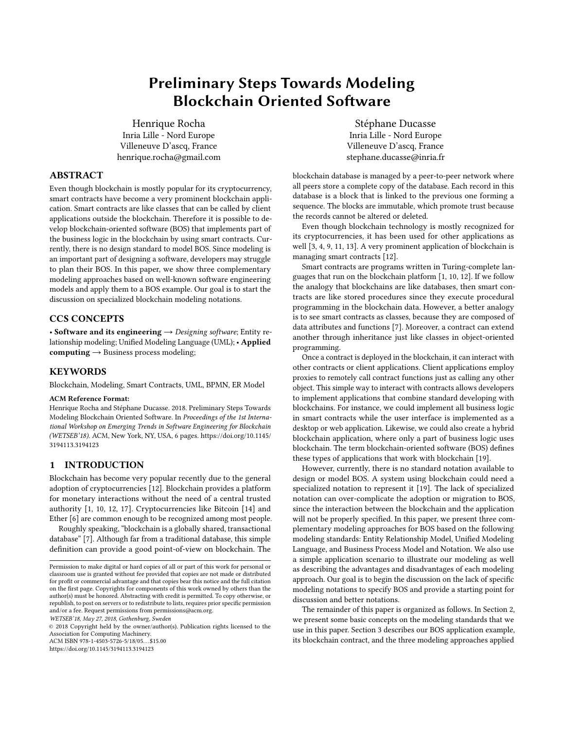# Preliminary Steps Towards Modeling Blockchain Oriented Software

Henrique Rocha
Inria Lille - Nord Europe
Villeneuve D'ascq, France
henrique.rocha@gmail.com

Stéphane Ducasse
Inria Lille - Nord Europe
Villeneuve D'ascq, France
stephane.ducasse@inria.fr

## ABSTRACT

Even though blockchain is mostly popular for its cryptocurrency, smart contracts have become a very prominent blockchain application. Smart contracts are like classes that can be called by client applications outside the blockchain. Therefore it is possible to develop blockchain-oriented software (BOS) that implements part of the business logic in the blockchain by using smart contracts. Currently, there is no design standard to model BOS. Since modeling is an important part of designing a software, developers may struggle to plan their BOS. In this paper, we show three complementary modeling approaches based on well-known software engineering models and apply them to a BOS example. Our goal is to start the discussion on specialized blockchain modeling notations.

## CCS CONCEPTS

• **Software and its engineering** → *Designing software*; Entity relationship modeling; Unified Modeling Language (UML); • **Applied computing** → Business process modeling;

## KEYWORDS

Blockchain, Modeling, Smart Contracts, UML, BPMN, ER Model

**ACM Reference Format:**
Henrique Rocha and Stéphane Ducasse. 2018. Preliminary Steps Towards Modeling Blockchain Oriented Software. In *Proceedings of the 1st International Workshop on Emerging Trends in Software Engineering for Blockchain (WETSEB'18).* ACM, New York, NY, USA, 6 pages. https://doi.org/10.1145/3194113.3194123

## 1 INTRODUCTION

Blockchain has become very popular recently due to the general adoption of cryptocurrencies [12]. Blockchain provides a platform for monetary interactions without the need of a central trusted authority [1, 10, 12, 17]. Cryptocurrencies like Bitcoin [14] and Ether [6] are common enough to be recognized among most people.

Roughly speaking, "blockchain is a globally shared, transactional database" [7]. Although far from a traditional database, this simple definition can provide a good point-of-view on blockchain. The blockchain database is managed by a peer-to-peer network where all peers store a complete copy of the database. Each record in this database is a block that is linked to the previous one forming a sequence. The blocks are immutable, which promote trust because the records cannot be altered or deleted.

Even though blockchain technology is mostly recognized for its cryptocurrencies, it has been used for other applications as well [3, 4, 9, 11, 13]. A very prominent application of blockchain is managing smart contracts [12].

Smart contracts are programs written in Turing-complete languages that run on the blockchain platform [1, 10, 12]. If we follow the analogy that blockchains are like databases, then smart contracts are like stored procedures since they execute procedural programming in the blockchain data. However, a better analogy is to see smart contracts as classes, because they are composed of data attributes and functions [7]. Moreover, a contract can extend another through inheritance just like classes in object-oriented programming.

Once a contract is deployed in the blockchain, it can interact with other contracts or client applications. Client applications employ proxies to remotely call contract functions just as calling any other object. This simple way to interact with contracts allows developers to implement applications that combine standard developing with blockchains. For instance, we could implement all business logic in smart contracts while the user interface is implemented as a desktop or web application. Likewise, we could also create a hybrid blockchain application, where only a part of business logic uses blockchain. The term blockchain-oriented software (BOS) defines these types of applications that work with blockchain [19].

However, currently, there is no standard notation available to design or model BOS. A system using blockchain could need a specialized notation to represent it [19]. The lack of specialized notation can over-complicate the adoption or migration to BOS, since the interaction between the blockchain and the application will not be properly specified. In this paper, we present three complementary modeling approaches for BOS based on the following modeling standards: Entity Relationship Model, Unified Modeling Language, and Business Process Model and Notation. We also use a simple application scenario to illustrate our modeling as well as describing the advantages and disadvantages of each modeling approach. Our goal is to begin the discussion on the lack of specific modeling notations to specify BOS and provide a starting point for discussion and better notations.

The remainder of this paper is organized as follows. In Section 2, we present some basic concepts on the modeling standards that we use in this paper. Section 3 describes our BOS application example, its blockchain contract, and the three modeling approaches applied

---

Permission to make digital or hard copies of all or part of this work for personal or classroom use is granted without fee provided that copies are not made or distributed for profit or commercial advantage and that copies bear this notice and the full citation on the first page. Copyrights for components of this work owned by others than the author(s) must be honored. Abstracting with credit is permitted. To copy otherwise, or republish, to post on servers or to redistribute to lists, requires prior specific permission and/or a fee. Request permissions from permissions@acm.org.
*WETSEB'18, May 27, 2018, Gothenburg, Sweden*
© 2018 Copyright held by the owner/author(s). Publication rights licensed to the Association for Computing Machinery.
ACM ISBN 978-1-4503-5726-5/18/05...$15.00
https://doi.org/10.1145/3194113.3194123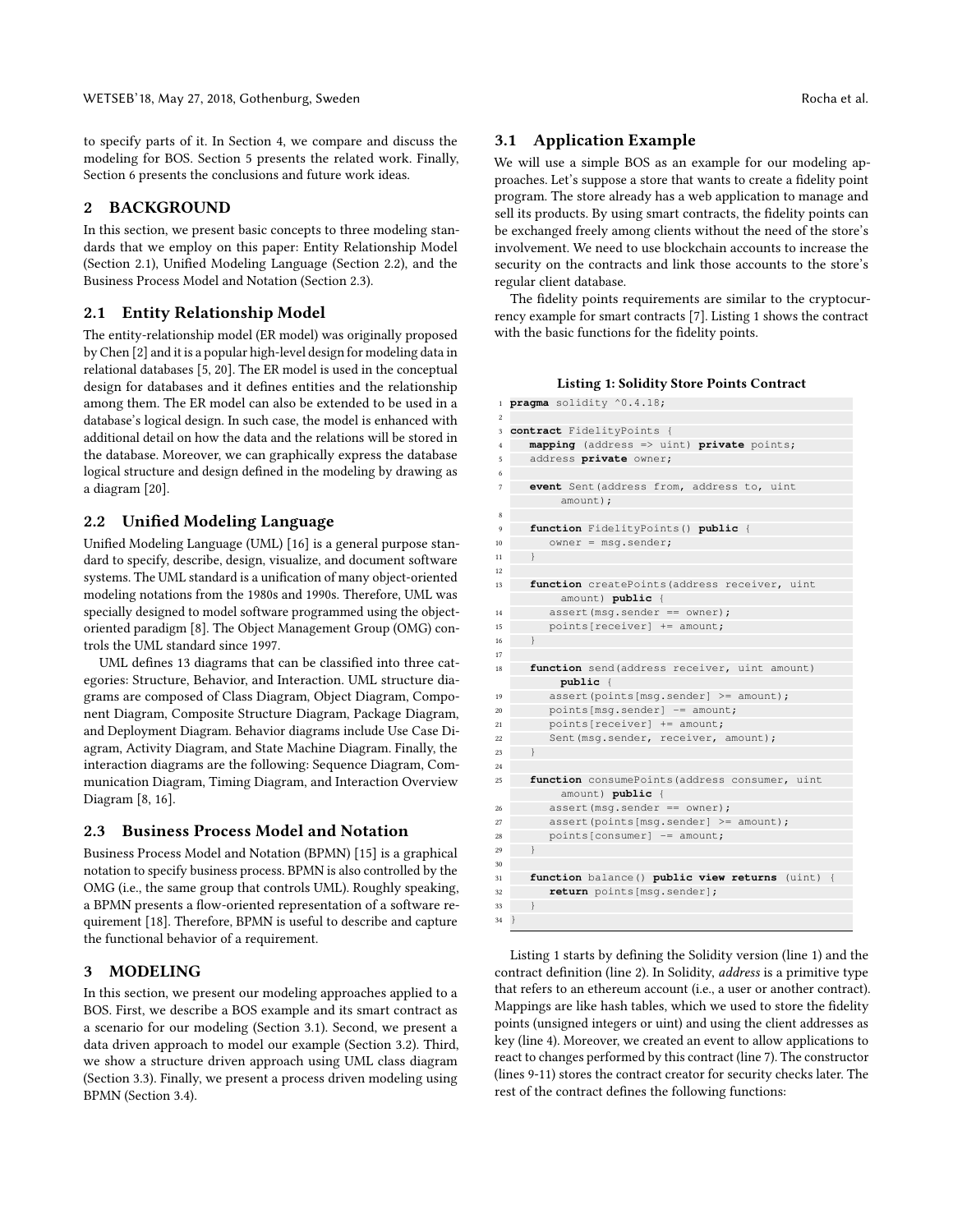to specify parts of it. In Section 4, we compare and discuss the modeling for BOS. Section 5 presents the related work. Finally, Section 6 presents the conclusions and future work ideas.

## 2 BACKGROUND

In this section, we present basic concepts to three modeling standards that we employ on this paper: Entity Relationship Model (Section 2.1), Unified Modeling Language (Section 2.2), and the Business Process Model and Notation (Section 2.3).

### 2.1 Entity Relationship Model

The entity-relationship model (ER model) was originally proposed by Chen [2] and it is a popular high-level design for modeling data in relational databases [5, 20]. The ER model is used in the conceptual design for databases and it defines entities and the relationship among them. The ER model can also be extended to be used in a database's logical design. In such case, the model is enhanced with additional detail on how the data and the relations will be stored in the database. Moreover, we can graphically express the database logical structure and design defined in the modeling by drawing as a diagram [20].

### 2.2 Unified Modeling Language

Unified Modeling Language (UML) [16] is a general purpose standard to specify, describe, design, visualize, and document software systems. The UML standard is a unification of many object-oriented modeling notations from the 1980s and 1990s. Therefore, UML was specially designed to model software programmed using the object-oriented paradigm [8]. The Object Management Group (OMG) controls the UML standard since 1997.

UML defines 13 diagrams that can be classified into three categories: Structure, Behavior, and Interaction. UML structure diagrams are composed of Class Diagram, Object Diagram, Component Diagram, Composite Structure Diagram, Package Diagram, and Deployment Diagram. Behavior diagrams include Use Case Diagram, Activity Diagram, and State Machine Diagram. Finally, the interaction diagrams are the following: Sequence Diagram, Communication Diagram, Timing Diagram, and Interaction Overview Diagram [8, 16].

### 2.3 Business Process Model and Notation

Business Process Model and Notation (BPMN) [15] is a graphical notation to specify business process. BPMN is also controlled by the OMG (i.e., the same group that controls UML). Roughly speaking, a BPMN presents a flow-oriented representation of a software requirement [18]. Therefore, BPMN is useful to describe and capture the functional behavior of a requirement.

## 3 MODELING

In this section, we present our modeling approaches applied to a BOS. First, we describe a BOS example and its smart contract as a scenario for our modeling (Section 3.1). Second, we present a data driven approach to model our example (Section 3.2). Third, we show a structure driven approach using UML class diagram (Section 3.3). Finally, we present a process driven modeling using BPMN (Section 3.4).

### 3.1 Application Example

We will use a simple BOS as an example for our modeling approaches. Let's suppose a store that wants to create a fidelity point program. The store already has a web application to manage and sell its products. By using smart contracts, the fidelity points can be exchanged freely among clients without the need of the store's involvement. We need to use blockchain accounts to increase the security on the contracts and link those accounts to the store's regular client database.

The fidelity points requirements are similar to the cryptocurrency example for smart contracts [7]. Listing 1 shows the contract with the basic functions for the fidelity points.

**Listing 1: Solidity Store Points Contract**

```
1  pragma solidity ^0.4.18;
2
3  contract FidelityPoints {
4     mapping (address => uint) private points;
5     address private owner;
6
7     event Sent(address from, address to, uint
          amount);
8
9     function FidelityPoints() public {
10       owner = msg.sender;
11    }
12
13    function createPoints(address receiver, uint
          amount) public {
14       assert(msg.sender == owner);
15       points[receiver] += amount;
16    }
17
18    function send(address receiver, uint amount)
          public {
19       assert(points[msg.sender] >= amount);
20       points[msg.sender] -= amount;
21       points[receiver] += amount;
22       Sent(msg.sender, receiver, amount);
23    }
24
25    function consumePoints(address consumer, uint
          amount) public {
26       assert(msg.sender == owner);
27       assert(points[msg.sender] >= amount);
28       points[consumer] -= amount;
29    }
30
31    function balance() public view returns (uint) {
32       return points[msg.sender];
33    }
34 }
```

Listing 1 starts by defining the Solidity version (line 1) and the contract definition (line 2). In Solidity, *address* is a primitive type that refers to an ethereum account (i.e., a user or another contract). Mappings are like hash tables, which we used to store the fidelity points (unsigned integers or uint) and using the client addresses as key (line 4). Moreover, we created an event to allow applications to react to changes performed by this contract (line 7). The constructor (lines 9-11) stores the contract creator for security checks later. The rest of the contract defines the following functions: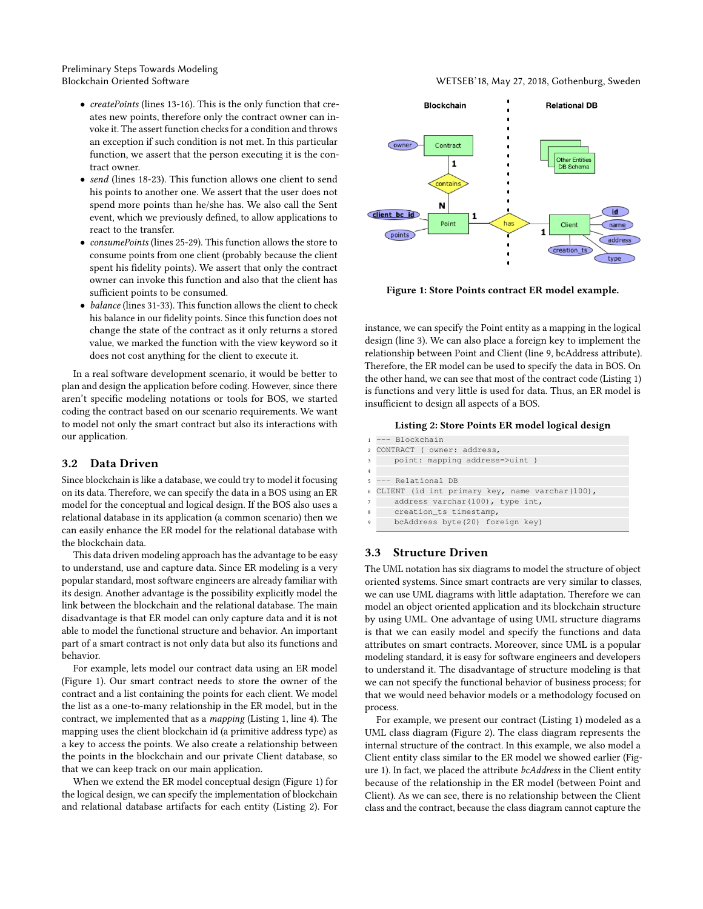- *createPoints* (lines 13-16). This is the only function that creates new points, therefore only the contract owner can invoke it. The assert function checks for a condition and throws an exception if such condition is not met. In this particular function, we assert that the person executing it is the contract owner.
- *send* (lines 18-23). This function allows one client to send his points to another one. We assert that the user does not spend more points than he/she has. We also call the Sent event, which we previously defined, to allow applications to react to the transfer.
- *consumePoints* (lines 25-29). This function allows the store to consume points from one client (probably because the client spent his fidelity points). We assert that only the contract owner can invoke this function and also that the client has sufficient points to be consumed.
- *balance* (lines 31-33). This function allows the client to check his balance in our fidelity points. Since this function does not change the state of the contract as it only returns a stored value, we marked the function with the view keyword so it does not cost anything for the client to execute it.

In a real software development scenario, it would be better to plan and design the application before coding. However, since there aren't specific modeling notations or tools for BOS, we started coding the contract based on our scenario requirements. We want to model not only the smart contract but also its interactions with our application.

## 3.2 Data Driven

Since blockchain is like a database, we could try to model it focusing on its data. Therefore, we can specify the data in a BOS using an ER model for the conceptual and logical design. If the BOS also uses a relational database in its application (a common scenario) then we can easily enhance the ER model for the relational database with the blockchain data.

This data driven modeling approach has the advantage to be easy to understand, use and capture data. Since ER modeling is a very popular standard, most software engineers are already familiar with its design. Another advantage is the possibility explicitly model the link between the blockchain and the relational database. The main disadvantage is that ER model can only capture data and it is not able to model the functional structure and behavior. An important part of a smart contract is not only data but also its functions and behavior.

For example, lets model our contract data using an ER model (Figure 1). Our smart contract needs to store the owner of the contract and a list containing the points for each client. We model the list as a one-to-many relationship in the ER model, but in the contract, we implemented that as a *mapping* (Listing 1, line 4). The mapping uses the client blockchain id (a primitive address type) as a key to access the points. We also create a relationship between the points in the blockchain and our private Client database, so that we can keep track on our main application.

When we extend the ER model conceptual design (Figure 1) for the logical design, we can specify the implementation of blockchain and relational database artifacts for each entity (Listing 2). For instance, we can specify the Point entity as a mapping in the logical design (line 3). We can also place a foreign key to implement the relationship between Point and Client (line 9, bcAddress attribute). Therefore, the ER model can be used to specify the data in BOS. On the other hand, we can see that most of the contract code (Listing 1) is functions and very little is used for data. Thus, an ER model is insufficient to design all aspects of a BOS.

**Figure 1: Store Points contract ER model example.**

**Listing 2: Store Points ER model logical design**

```
1  --- Blockchain
2  CONTRACT ( owner: address,
3      point: mapping address=>uint )
4
5  --- Relational DB
6  CLIENT (id int primary key, name varchar(100),
7      address varchar(100), type int,
8      creation_ts timestamp,
9      bcAddress byte(20) foreign key)
```

## 3.3 Structure Driven

The UML notation has six diagrams to model the structure of object oriented systems. Since smart contracts are very similar to classes, we can use UML diagrams with little adaptation. Therefore we can model an object oriented application and its blockchain structure by using UML. One advantage of using UML structure diagrams is that we can easily model and specify the functions and data attributes on smart contracts. Moreover, since UML is a popular modeling standard, it is easy for software engineers and developers to understand it. The disadvantage of structure modeling is that we can not specify the functional behavior of business process; for that we would need behavior models or a methodology focused on process.

For example, we present our contract (Listing 1) modeled as a UML class diagram (Figure 2). The class diagram represents the internal structure of the contract. In this example, we also model a Client entity class similar to the ER model we showed earlier (Figure 1). In fact, we placed the attribute *bcAddress* in the Client entity because of the relationship in the ER model (between Point and Client). As we can see, there is no relationship between the Client class and the contract, because the class diagram cannot capture the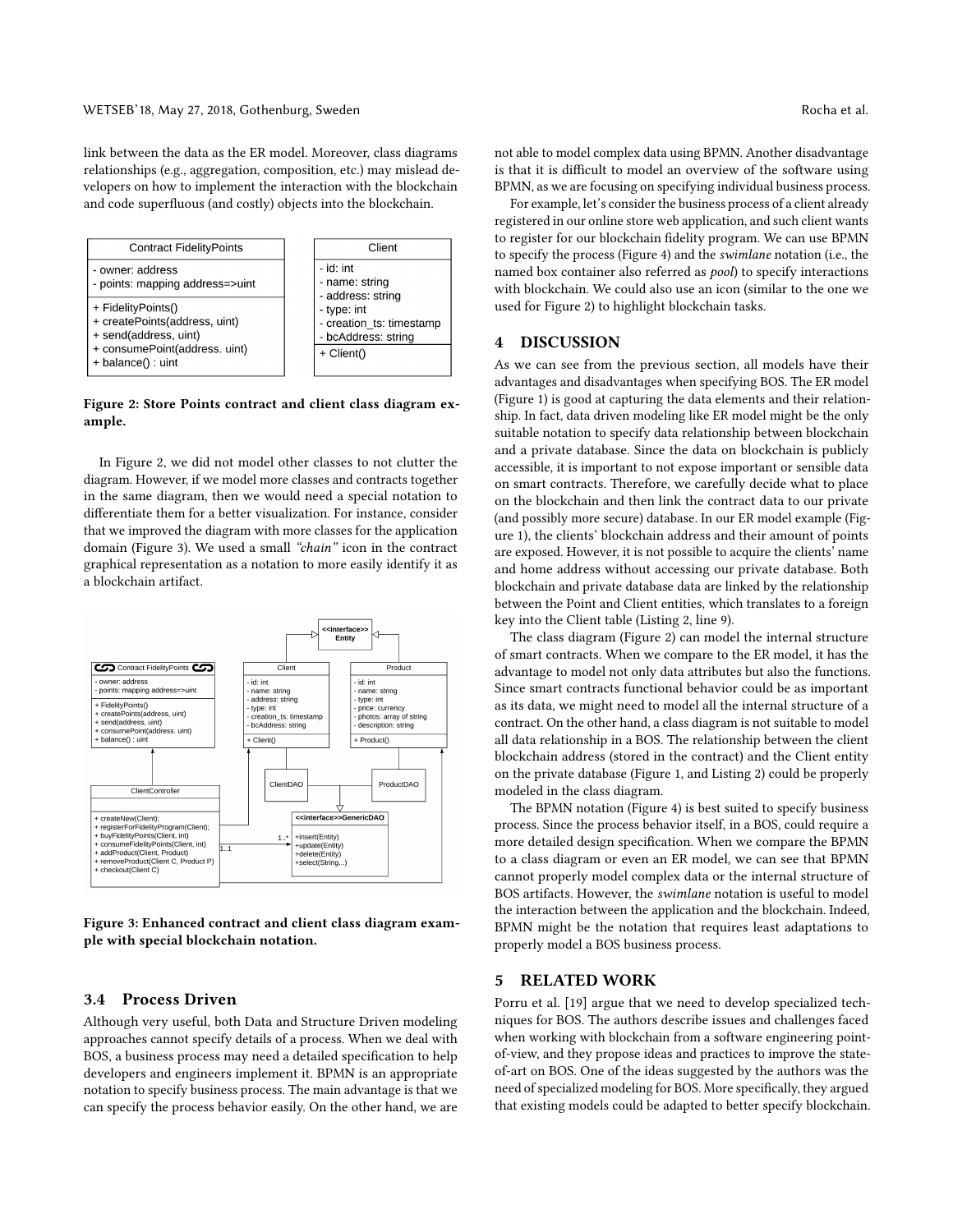link between the data as the ER model. Moreover, class diagrams relationships (e.g., aggregation, composition, etc.) may mislead developers on how to implement the interaction with the blockchain and code superfluous (and costly) objects into the blockchain.

| Contract FidelityPoints |
| --- |
| - owner: address<br>- points: mapping address=>uint |
| + FidelityPoints()<br>+ createPoints(address, uint)<br>+ send(address, uint)<br>+ consumePoint(address. uint)<br>+ balance() : uint |

| Client |
| --- |
| - id: int<br>- name: string<br>- address: string<br>- type: int<br>- creation_ts: timestamp<br>- bcAddress: string |
| + Client() |

**Figure 2: Store Points contract and client class diagram example.**

In Figure 2, we did not model other classes to not clutter the diagram. However, if we model more classes and contracts together in the same diagram, then we would need a special notation to differentiate them for a better visualization. For instance, consider that we improved the diagram with more classes for the application domain (Figure 3). We used a small *"chain"* icon in the contract graphical representation as a notation to more easily identify it as a blockchain artifact.

**Figure 3: Enhanced contract and client class diagram example with special blockchain notation.**

### 3.4 Process Driven

Although very useful, both Data and Structure Driven modeling approaches cannot specify details of a process. When we deal with BOS, a business process may need a detailed specification to help developers and engineers implement it. BPMN is an appropriate notation to specify business process. The main advantage is that we can specify the process behavior easily. On the other hand, we are not able to model complex data using BPMN. Another disadvantage is that it is difficult to model an overview of the software using BPMN, as we are focusing on specifying individual business process.

For example, let's consider the business process of a client already registered in our online store web application, and such client wants to register for our blockchain fidelity program. We can use BPMN to specify the process (Figure 4) and the *swimlane* notation (i.e., the named box container also referred as *pool*) to specify interactions with blockchain. We could also use an icon (similar to the one we used for Figure 2) to highlight blockchain tasks.

## 4 DISCUSSION

As we can see from the previous section, all models have their advantages and disadvantages when specifying BOS. The ER model (Figure 1) is good at capturing the data elements and their relationship. In fact, data driven modeling like ER model might be the only suitable notation to specify data relationship between blockchain and a private database. Since the data on blockchain is publicly accessible, it is important to not expose important or sensible data on smart contracts. Therefore, we carefully decide what to place on the blockchain and then link the contract data to our private (and possibly more secure) database. In our ER model example (Figure 1), the clients' blockchain address and their amount of points are exposed. However, it is not possible to acquire the clients' name and home address without accessing our private database. Both blockchain and private database data are linked by the relationship between the Point and Client entities, which translates to a foreign key into the Client table (Listing 2, line 9).

The class diagram (Figure 2) can model the internal structure of smart contracts. When we compare to the ER model, it has the advantage to model not only data attributes but also the functions. Since smart contracts functional behavior could be as important as its data, we might need to model all the internal structure of a contract. On the other hand, a class diagram is not suitable to model all data relationship in a BOS. The relationship between the client blockchain address (stored in the contract) and the Client entity on the private database (Figure 1, and Listing 2) could be properly modeled in the class diagram.

The BPMN notation (Figure 4) is best suited to specify business process. Since the process behavior itself, in a BOS, could require a more detailed design specification. When we compare the BPMN to a class diagram or even an ER model, we can see that BPMN cannot properly model complex data or the internal structure of BOS artifacts. However, the *swimlane* notation is useful to model the interaction between the application and the blockchain. Indeed, BPMN might be the notation that requires least adaptations to properly model a BOS business process.

## 5 RELATED WORK

Porru et al. [19] argue that we need to develop specialized techniques for BOS. The authors describe issues and challenges faced when working with blockchain from a software engineering point-of-view, and they propose ideas and practices to improve the state-of-art on BOS. One of the ideas suggested by the authors was the need of specialized modeling for BOS. More specifically, they argued that existing models could be adapted to better specify blockchain.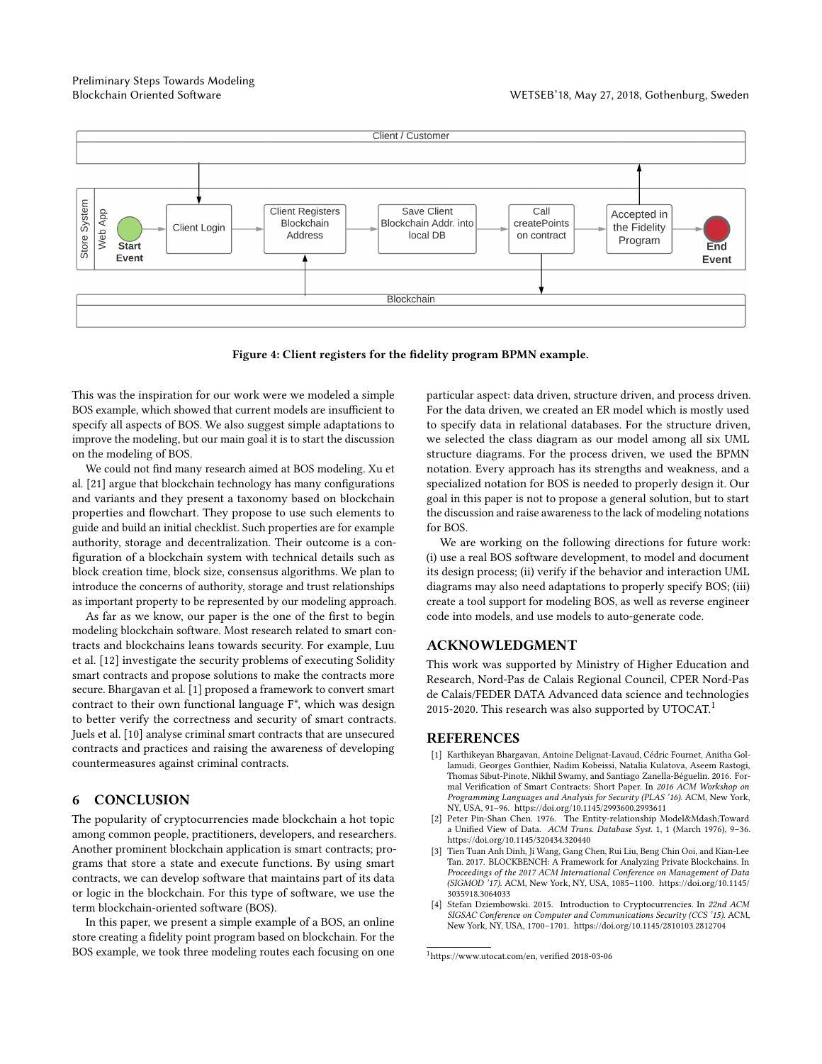Figure 4: Client registers for the fidelity program BPMN example.

This was the inspiration for our work were we modeled a simple BOS example, which showed that current models are insufficient to specify all aspects of BOS. We also suggest simple adaptations to improve the modeling, but our main goal it is to start the discussion on the modeling of BOS.

We could not find many research aimed at BOS modeling. Xu et al. [21] argue that blockchain technology has many configurations and variants and they present a taxonomy based on blockchain properties and flowchart. They propose to use such elements to guide and build an initial checklist. Such properties are for example authority, storage and decentralization. Their outcome is a configuration of a blockchain system with technical details such as block creation time, block size, consensus algorithms. We plan to introduce the concerns of authority, storage and trust relationships as important property to be represented by our modeling approach.

As far as we know, our paper is the one of the first to begin modeling blockchain software. Most research related to smart contracts and blockchains leans towards security. For example, Luu et al. [12] investigate the security problems of executing Solidity smart contracts and propose solutions to make the contracts more secure. Bhargavan et al. [1] proposed a framework to convert smart contract to their own functional language F*, which was design to better verify the correctness and security of smart contracts. Juels et al. [10] analyse criminal smart contracts that are unsecured contracts and practices and raising the awareness of developing countermeasures against criminal contracts.

## 6 CONCLUSION

The popularity of cryptocurrencies made blockchain a hot topic among common people, practitioners, developers, and researchers. Another prominent blockchain application is smart contracts; programs that store a state and execute functions. By using smart contracts, we can develop software that maintains part of its data or logic in the blockchain. For this type of software, we use the term blockchain-oriented software (BOS).

In this paper, we present a simple example of a BOS, an online store creating a fidelity point program based on blockchain. For the BOS example, we took three modeling routes each focusing on one particular aspect: data driven, structure driven, and process driven. For the data driven, we created an ER model which is mostly used to specify data in relational databases. For the structure driven, we selected the class diagram as our model among all six UML structure diagrams. For the process driven, we used the BPMN notation. Every approach has its strengths and weakness, and a specialized notation for BOS is needed to properly design it. Our goal in this paper is not to propose a general solution, but to start the discussion and raise awareness to the lack of modeling notations for BOS.

We are working on the following directions for future work: (i) use a real BOS software development, to model and document its design process; (ii) verify if the behavior and interaction UML diagrams may also need adaptations to properly specify BOS; (iii) create a tool support for modeling BOS, as well as reverse engineer code into models, and use models to auto-generate code.

## ACKNOWLEDGMENT

This work was supported by Ministry of Higher Education and Research, Nord-Pas de Calais Regional Council, CPER Nord-Pas de Calais/FEDER DATA Advanced data science and technologies 2015-2020. This research was also supported by UTOCAT.[1]

## REFERENCES

[1] Karthikeyan Bhargavan, Antoine Delignat-Lavaud, Cédric Fournet, Anitha Gollamudi, Georges Gonthier, Nadim Kobeissi, Natalia Kulatova, Aseem Rastogi, Thomas Sibut-Pinote, Nikhil Swamy, and Santiago Zanella-Béguelin. 2016. Formal Verification of Smart Contracts: Short Paper. In *2016 ACM Workshop on Programming Languages and Analysis for Security (PLAS '16)*. ACM, New York, NY, USA, 91–96. https://doi.org/10.1145/2993600.2993611

[2] Peter Pin-Shan Chen. 1976. The Entity-relationship Model&Mdash;Toward a Unified View of Data. *ACM Trans. Database Syst.* 1, 1 (March 1976), 9–36. https://doi.org/10.1145/320434.320440

[3] Tien Tuan Anh Dinh, Ji Wang, Gang Chen, Rui Liu, Beng Chin Ooi, and Kian-Lee Tan. 2017. BLOCKBENCH: A Framework for Analyzing Private Blockchains. In *Proceedings of the 2017 ACM International Conference on Management of Data (SIGMOD '17)*. ACM, New York, NY, USA, 1085–1100. https://doi.org/10.1145/3035918.3064033

[4] Stefan Dziembowski. 2015. Introduction to Cryptocurrencies. In *22nd ACM SIGSAC Conference on Computer and Communications Security (CCS '15)*. ACM, New York, NY, USA, 1700–1701. https://doi.org/10.1145/2810103.2812704

[1] https://www.utocat.com/en, verified 2018-03-06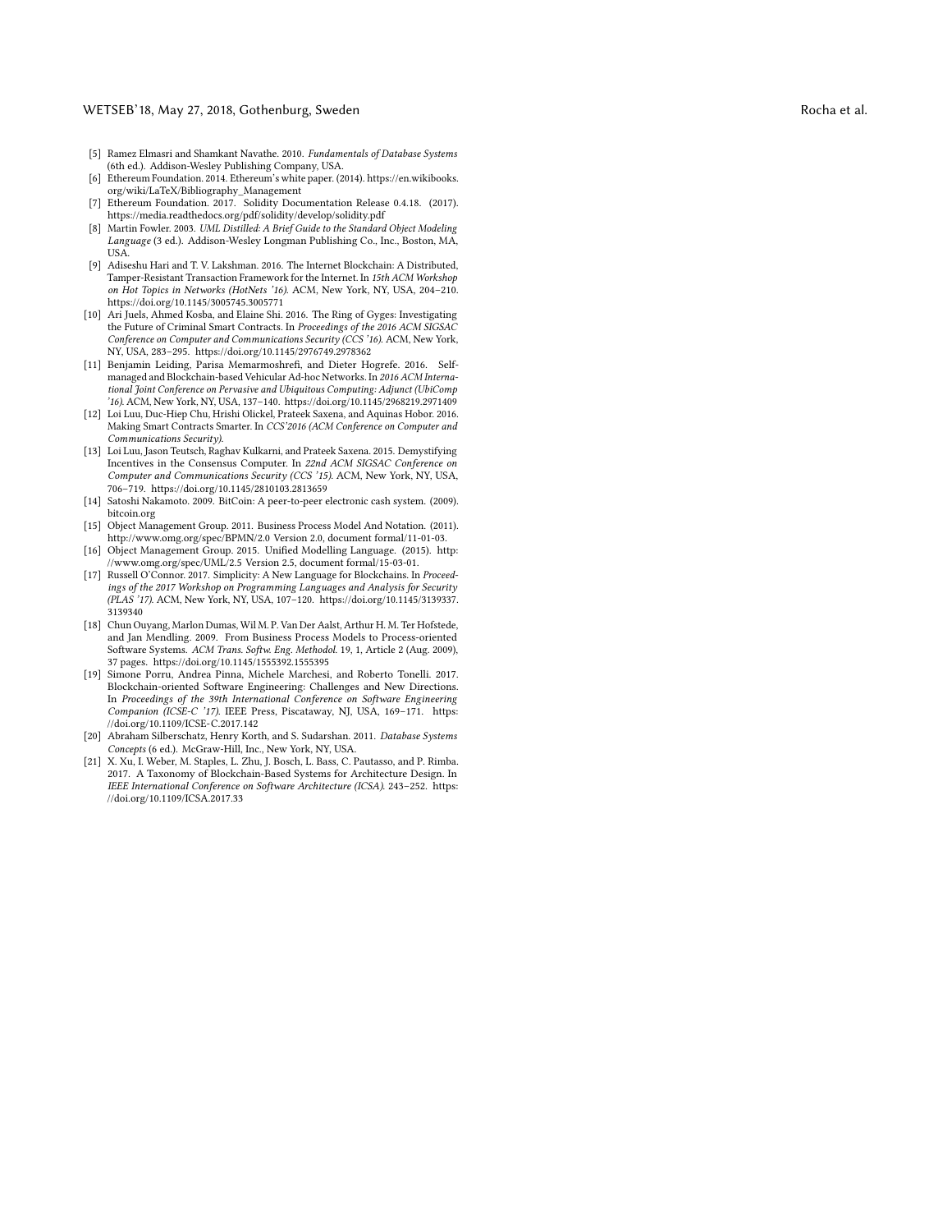[5] Ramez Elmasri and Shamkant Navathe. 2010. *Fundamentals of Database Systems* (6th ed.). Addison-Wesley Publishing Company, USA.

[6] Ethereum Foundation. 2014. Ethereum's white paper. (2014). https://en.wikibooks.org/wiki/LaTeX/Bibliography_Management

[7] Ethereum Foundation. 2017. Solidity Documentation Release 0.4.18. (2017). https://media.readthedocs.org/pdf/solidity/develop/solidity.pdf

[8] Martin Fowler. 2003. *UML Distilled: A Brief Guide to the Standard Object Modeling Language* (3 ed.). Addison-Wesley Longman Publishing Co., Inc., Boston, MA, USA.

[9] Adiseshu Hari and T. V. Lakshman. 2016. The Internet Blockchain: A Distributed, Tamper-Resistant Transaction Framework for the Internet. In *15th ACM Workshop on Hot Topics in Networks (HotNets '16)*. ACM, New York, NY, USA, 204–210. https://doi.org/10.1145/3005745.3005771

[10] Ari Juels, Ahmed Kosba, and Elaine Shi. 2016. The Ring of Gyges: Investigating the Future of Criminal Smart Contracts. In *Proceedings of the 2016 ACM SIGSAC Conference on Computer and Communications Security (CCS '16)*. ACM, New York, NY, USA, 283–295. https://doi.org/10.1145/2976749.2978362

[11] Benjamin Leiding, Parisa Memarmoshrefi, and Dieter Hogrefe. 2016. Self-managed and Blockchain-based Vehicular Ad-hoc Networks. In *2016 ACM International Joint Conference on Pervasive and Ubiquitous Computing: Adjunct (UbiComp '16)*. ACM, New York, NY, USA, 137–140. https://doi.org/10.1145/2968219.2971409

[12] Loi Luu, Duc-Hiep Chu, Hrishi Olickel, Prateek Saxena, and Aquinas Hobor. 2016. Making Smart Contracts Smarter. In *CCS'2016 (ACM Conference on Computer and Communications Security)*.

[13] Loi Luu, Jason Teutsch, Raghav Kulkarni, and Prateek Saxena. 2015. Demystifying Incentives in the Consensus Computer. In *22nd ACM SIGSAC Conference on Computer and Communications Security (CCS '15)*. ACM, New York, NY, USA, 706–719. https://doi.org/10.1145/2810103.2813659

[14] Satoshi Nakamoto. 2009. BitCoin: A peer-to-peer electronic cash system. (2009). bitcoin.org

[15] Object Management Group. 2011. Business Process Model And Notation. (2011). http://www.omg.org/spec/BPMN/2.0 Version 2.0, document formal/11-01-03.

[16] Object Management Group. 2015. Unified Modelling Language. (2015). http://www.omg.org/spec/UML/2.5 Version 2.5, document formal/15-03-01.

[17] Russell O'Connor. 2017. Simplicity: A New Language for Blockchains. In *Proceedings of the 2017 Workshop on Programming Languages and Analysis for Security (PLAS '17)*. ACM, New York, NY, USA, 107–120. https://doi.org/10.1145/3139337.3139340

[18] Chun Ouyang, Marlon Dumas, Wil M. P. Van Der Aalst, Arthur H. M. Ter Hofstede, and Jan Mendling. 2009. From Business Process Models to Process-oriented Software Systems. *ACM Trans. Softw. Eng. Methodol.* 19, 1, Article 2 (Aug. 2009), 37 pages. https://doi.org/10.1145/1555392.1555395

[19] Simone Porru, Andrea Pinna, Michele Marchesi, and Roberto Tonelli. 2017. Blockchain-oriented Software Engineering: Challenges and New Directions. In *Proceedings of the 39th International Conference on Software Engineering Companion (ICSE-C '17)*. IEEE Press, Piscataway, NJ, USA, 169–171. https://doi.org/10.1109/ICSE-C.2017.142

[20] Abraham Silberschatz, Henry Korth, and S. Sudarshan. 2011. *Database Systems Concepts* (6 ed.). McGraw-Hill, Inc., New York, NY, USA.

[21] X. Xu, I. Weber, M. Staples, L. Zhu, J. Bosch, L. Bass, C. Pautasso, and P. Rimba. 2017. A Taxonomy of Blockchain-Based Systems for Architecture Design. In *IEEE International Conference on Software Architecture (ICSA)*. 243–252. https://doi.org/10.1109/ICSA.2017.33